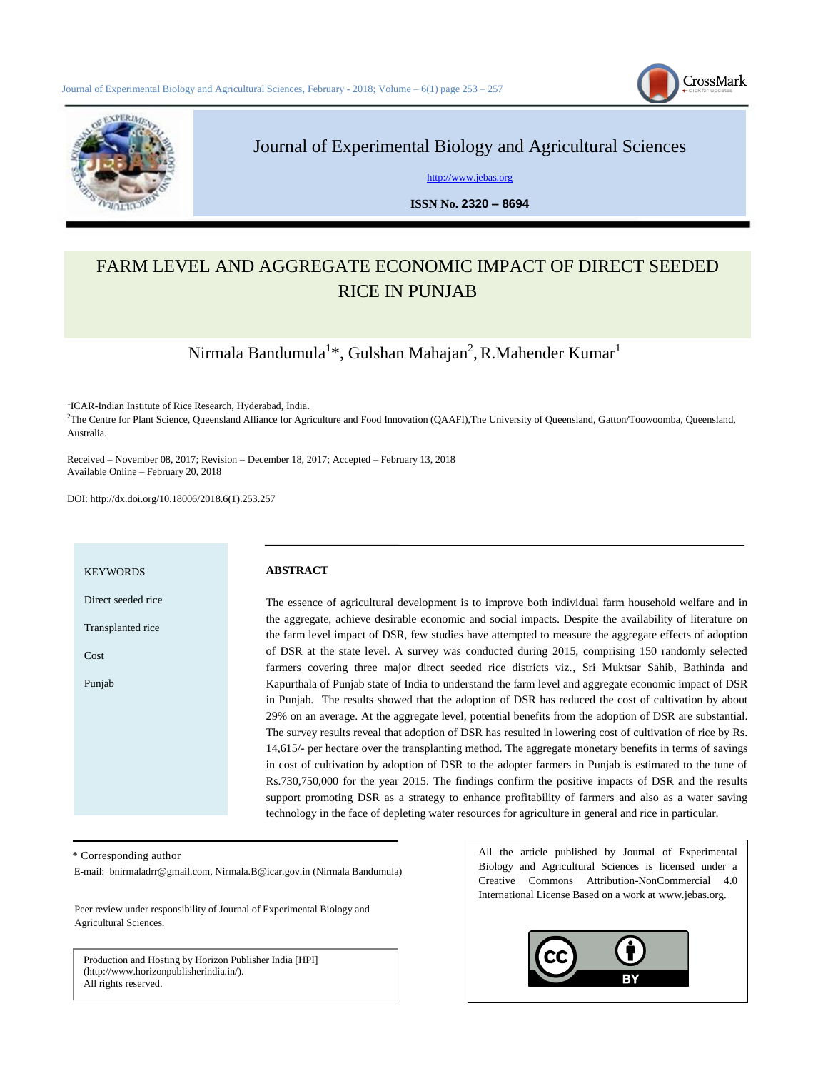# Journal of Experimental Biology and Agricultural Sciences

http://www.jebas.org

**ISSN No. 2320 – 8694**

# FARM LEVEL AND AGGREGATE ECONOMIC IMPACT OF DIRECT SEEDED RICE IN PUNJAB

Nirmala Bandumula[1]*, Gulshan Mahajan[2], R.Mahender Kumar[1]

[1]ICAR-Indian Institute of Rice Research, Hyderabad, India.

[2]The Centre for Plant Science, Queensland Alliance for Agriculture and Food Innovation (QAAFI),The University of Queensland, Gatton/Toowoomba, Queensland, Australia.

Received – November 08, 2017; Revision – December 18, 2017; Accepted – February 13, 2018
Available Online – February 20, 2018

DOI: http://dx.doi.org/10.18006/2018.6(1).253.257

**KEYWORDS**

Direct seeded rice

Transplanted rice

Cost

Punjab

**ABSTRACT**

The essence of agricultural development is to improve both individual farm household welfare and in the aggregate, achieve desirable economic and social impacts. Despite the availability of literature on the farm level impact of DSR, few studies have attempted to measure the aggregate effects of adoption of DSR at the state level. A survey was conducted during 2015, comprising 150 randomly selected farmers covering three major direct seeded rice districts viz., Sri Muktsar Sahib, Bathinda and Kapurthala of Punjab state of India to understand the farm level and aggregate economic impact of DSR in Punjab. The results showed that the adoption of DSR has reduced the cost of cultivation by about 29% on an average. At the aggregate level, potential benefits from the adoption of DSR are substantial. The survey results reveal that adoption of DSR has resulted in lowering cost of cultivation of rice by Rs. 14,615/- per hectare over the transplanting method. The aggregate monetary benefits in terms of savings in cost of cultivation by adoption of DSR to the adopter farmers in Punjab is estimated to the tune of Rs.730,750,000 for the year 2015. The findings confirm the positive impacts of DSR and the results support promoting DSR as a strategy to enhance profitability of farmers and also as a water saving technology in the face of depleting water resources for agriculture in general and rice in particular.

\* Corresponding author

E-mail: bnirmaladrr@gmail.com, Nirmala.B@icar.gov.in (Nirmala Bandumula)

Peer review under responsibility of Journal of Experimental Biology and Agricultural Sciences.

Production and Hosting by Horizon Publisher India [HPI] (http://www.horizonpublisherindia.in/). All rights reserved.

All the article published by Journal of Experimental Biology and Agricultural Sciences is licensed under a Creative Commons Attribution-NonCommercial 4.0 International License Based on a work at www.jebas.org.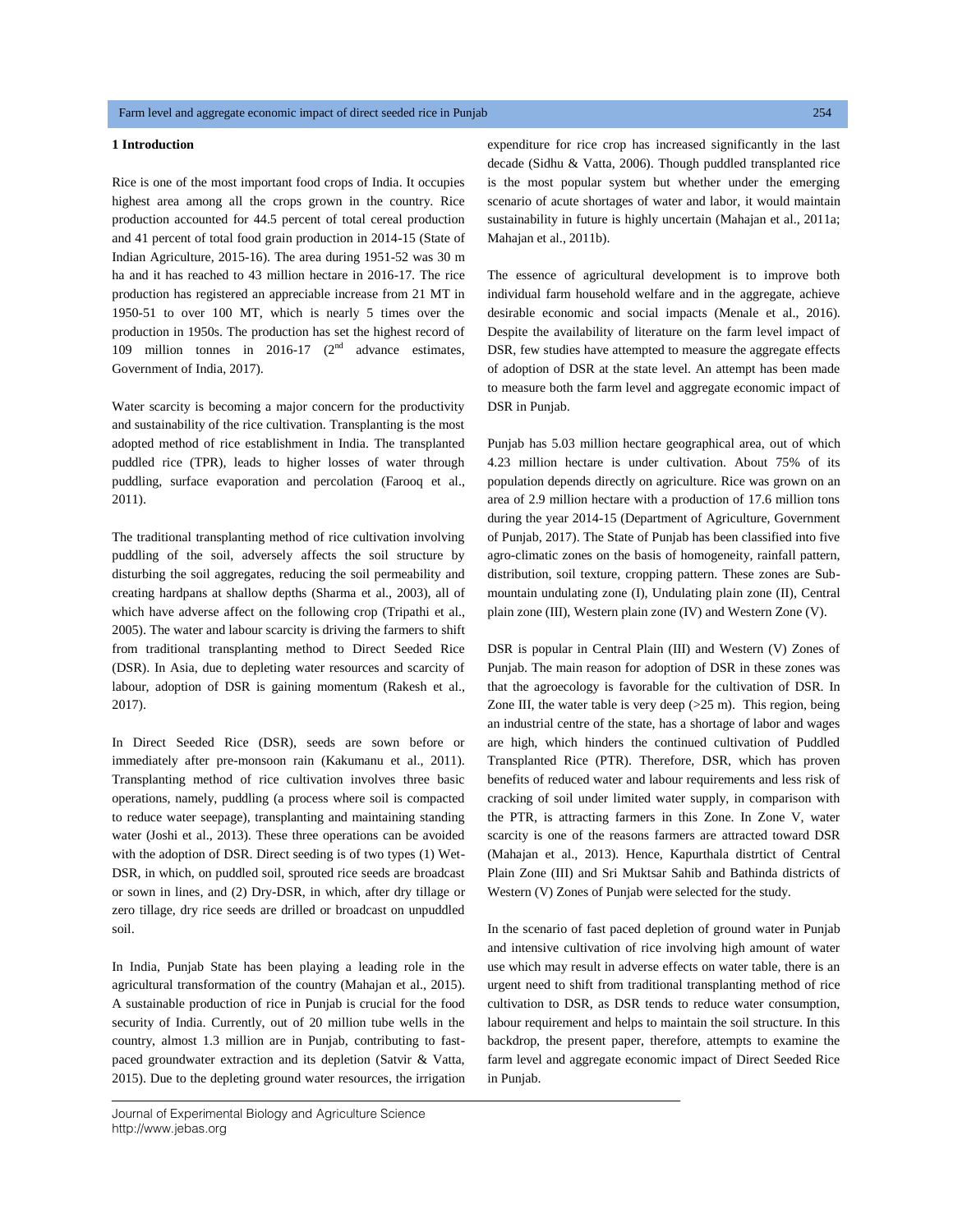## 1 Introduction

Rice is one of the most important food crops of India. It occupies highest area among all the crops grown in the country. Rice production accounted for 44.5 percent of total cereal production and 41 percent of total food grain production in 2014-15 (State of Indian Agriculture, 2015-16). The area during 1951-52 was 30 m ha and it has reached to 43 million hectare in 2016-17. The rice production has registered an appreciable increase from 21 MT in 1950-51 to over 100 MT, which is nearly 5 times over the production in 1950s. The production has set the highest record of 109 million tonnes in 2016-17 (2nd advance estimates, Government of India, 2017).

Water scarcity is becoming a major concern for the productivity and sustainability of the rice cultivation. Transplanting is the most adopted method of rice establishment in India. The transplanted puddled rice (TPR), leads to higher losses of water through puddling, surface evaporation and percolation (Farooq et al., 2011).

The traditional transplanting method of rice cultivation involving puddling of the soil, adversely affects the soil structure by disturbing the soil aggregates, reducing the soil permeability and creating hardpans at shallow depths (Sharma et al., 2003), all of which have adverse affect on the following crop (Tripathi et al., 2005). The water and labour scarcity is driving the farmers to shift from traditional transplanting method to Direct Seeded Rice (DSR). In Asia, due to depleting water resources and scarcity of labour, adoption of DSR is gaining momentum (Rakesh et al., 2017).

In Direct Seeded Rice (DSR), seeds are sown before or immediately after pre-monsoon rain (Kakumanu et al., 2011). Transplanting method of rice cultivation involves three basic operations, namely, puddling (a process where soil is compacted to reduce water seepage), transplanting and maintaining standing water (Joshi et al., 2013). These three operations can be avoided with the adoption of DSR. Direct seeding is of two types (1) Wet-DSR, in which, on puddled soil, sprouted rice seeds are broadcast or sown in lines, and (2) Dry-DSR, in which, after dry tillage or zero tillage, dry rice seeds are drilled or broadcast on unpuddled soil.

In India, Punjab State has been playing a leading role in the agricultural transformation of the country (Mahajan et al., 2015). A sustainable production of rice in Punjab is crucial for the food security of India. Currently, out of 20 million tube wells in the country, almost 1.3 million are in Punjab, contributing to fast-paced groundwater extraction and its depletion (Satvir & Vatta, 2015). Due to the depleting ground water resources, the irrigation expenditure for rice crop has increased significantly in the last decade (Sidhu & Vatta, 2006). Though puddled transplanted rice is the most popular system but whether under the emerging scenario of acute shortages of water and labor, it would maintain sustainability in future is highly uncertain (Mahajan et al., 2011a; Mahajan et al., 2011b).

The essence of agricultural development is to improve both individual farm household welfare and in the aggregate, achieve desirable economic and social impacts (Menale et al., 2016). Despite the availability of literature on the farm level impact of DSR, few studies have attempted to measure the aggregate effects of adoption of DSR at the state level. An attempt has been made to measure both the farm level and aggregate economic impact of DSR in Punjab.

Punjab has 5.03 million hectare geographical area, out of which 4.23 million hectare is under cultivation. About 75% of its population depends directly on agriculture. Rice was grown on an area of 2.9 million hectare with a production of 17.6 million tons during the year 2014-15 (Department of Agriculture, Government of Punjab, 2017). The State of Punjab has been classified into five agro-climatic zones on the basis of homogeneity, rainfall pattern, distribution, soil texture, cropping pattern. These zones are Sub-mountain undulating zone (I), Undulating plain zone (II), Central plain zone (III), Western plain zone (IV) and Western Zone (V).

DSR is popular in Central Plain (III) and Western (V) Zones of Punjab. The main reason for adoption of DSR in these zones was that the agroecology is favorable for the cultivation of DSR. In Zone III, the water table is very deep (>25 m). This region, being an industrial centre of the state, has a shortage of labor and wages are high, which hinders the continued cultivation of Puddled Transplanted Rice (PTR). Therefore, DSR, which has proven benefits of reduced water and labour requirements and less risk of cracking of soil under limited water supply, in comparison with the PTR, is attracting farmers in this Zone. In Zone V, water scarcity is one of the reasons farmers are attracted toward DSR (Mahajan et al., 2013). Hence, Kapurthala distrtict of Central Plain Zone (III) and Sri Muktsar Sahib and Bathinda districts of Western (V) Zones of Punjab were selected for the study.

In the scenario of fast paced depletion of ground water in Punjab and intensive cultivation of rice involving high amount of water use which may result in adverse effects on water table, there is an urgent need to shift from traditional transplanting method of rice cultivation to DSR, as DSR tends to reduce water consumption, labour requirement and helps to maintain the soil structure. In this backdrop, the present paper, therefore, attempts to examine the farm level and aggregate economic impact of Direct Seeded Rice in Punjab.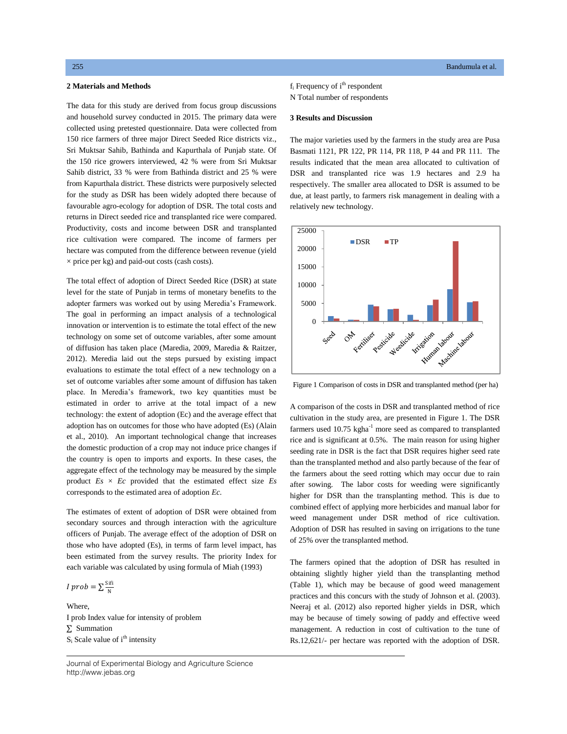## 2 Materials and Methods

The data for this study are derived from focus group discussions and household survey conducted in 2015. The primary data were collected using pretested questionnaire. Data were collected from 150 rice farmers of three major Direct Seeded Rice districts viz., Sri Muktsar Sahib, Bathinda and Kapurthala of Punjab state. Of the 150 rice growers interviewed, 42 % were from Sri Muktsar Sahib district, 33 % were from Bathinda district and 25 % were from Kapurthala district. These districts were purposively selected for the study as DSR has been widely adopted there because of favourable agro-ecology for adoption of DSR. The total costs and returns in Direct seeded rice and transplanted rice were compared. Productivity, costs and income between DSR and transplanted rice cultivation were compared. The income of farmers per hectare was computed from the difference between revenue (yield × price per kg) and paid-out costs (cash costs).

The total effect of adoption of Direct Seeded Rice (DSR) at state level for the state of Punjab in terms of monetary benefits to the adopter farmers was worked out by using Meredia's Framework. The goal in performing an impact analysis of a technological innovation or intervention is to estimate the total effect of the new technology on some set of outcome variables, after some amount of diffusion has taken place (Maredia, 2009, Maredia & Raitzer, 2012). Meredia laid out the steps pursued by existing impact evaluations to estimate the total effect of a new technology on a set of outcome variables after some amount of diffusion has taken place. In Meredia's framework, two key quantities must be estimated in order to arrive at the total impact of a new technology: the extent of adoption (Ec) and the average effect that adoption has on outcomes for those who have adopted (Es) (Alain et al., 2010). An important technological change that increases the domestic production of a crop may not induce price changes if the country is open to imports and exports. In these cases, the aggregate effect of the technology may be measured by the simple product *Es* × *Ec* provided that the estimated effect size *Es* corresponds to the estimated area of adoption *Ec.*

The estimates of extent of adoption of DSR were obtained from secondary sources and through interaction with the agriculture officers of Punjab. The average effect of the adoption of DSR on those who have adopted (Es), in terms of farm level impact, has been estimated from the survey results. The priority Index for each variable was calculated by using formula of Miah (1993)

$$I\ prob = \sum \frac{S_i f_i}{N}$$

Where,

I prob Index value for intensity of problem

∑ Summation

$S_i$ Scale value of i[th] intensity

$f_i$ Frequency of i[th] respondent

N Total number of respondents

## 3 Results and Discussion

The major varieties used by the farmers in the study area are Pusa Basmati 1121, PR 122, PR 114, PR 118, P 44 and PR 111. The results indicated that the mean area allocated to cultivation of DSR and transplanted rice was 1.9 hectares and 2.9 ha respectively. The smaller area allocated to DSR is assumed to be due, at least partly, to farmers risk management in dealing with a relatively new technology.

Figure 1 Comparison of costs in DSR and transplanted method (per ha)

A comparison of the costs in DSR and transplanted method of rice cultivation in the study area, are presented in Figure 1. The DSR farmers used 10.75 $kgha^{-1}$ more seed as compared to transplanted rice and is significant at 0.5%. The main reason for using higher seeding rate in DSR is the fact that DSR requires higher seed rate than the transplanted method and also partly because of the fear of the farmers about the seed rotting which may occur due to rain after sowing. The labor costs for weeding were significantly higher for DSR than the transplanting method. This is due to combined effect of applying more herbicides and manual labor for weed management under DSR method of rice cultivation. Adoption of DSR has resulted in saving on irrigations to the tune of 25% over the transplanted method.

The farmers opined that the adoption of DSR has resulted in obtaining slightly higher yield than the transplanting method (Table 1), which may be because of good weed management practices and this concurs with the study of Johnson et al. (2003). Neeraj et al. (2012) also reported higher yields in DSR, which may be because of timely sowing of paddy and effective weed management. A reduction in cost of cultivation to the tune of Rs.12,621/- per hectare was reported with the adoption of DSR.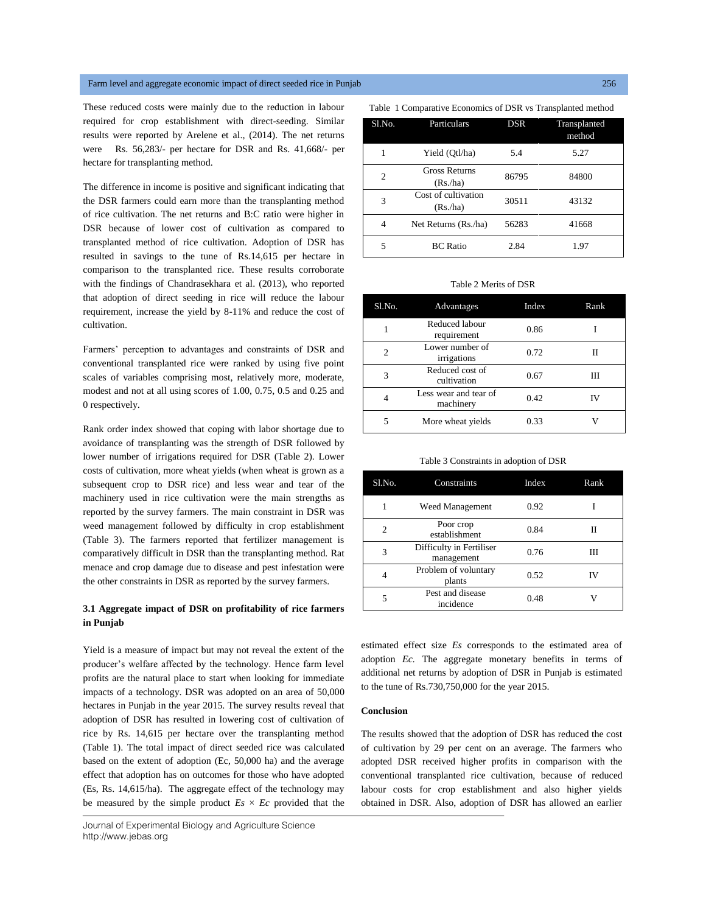These reduced costs were mainly due to the reduction in labour required for crop establishment with direct-seeding. Similar results were reported by Arelene et al., (2014). The net returns were Rs. 56,283/- per hectare for DSR and Rs. 41,668/- per hectare for transplanting method.

The difference in income is positive and significant indicating that the DSR farmers could earn more than the transplanting method of rice cultivation. The net returns and B:C ratio were higher in DSR because of lower cost of cultivation as compared to transplanted method of rice cultivation. Adoption of DSR has resulted in savings to the tune of Rs.14,615 per hectare in comparison to the transplanted rice. These results corroborate with the findings of Chandrasekhara et al. (2013), who reported that adoption of direct seeding in rice will reduce the labour requirement, increase the yield by 8-11% and reduce the cost of cultivation.

Farmers' perception to advantages and constraints of DSR and conventional transplanted rice were ranked by using five point scales of variables comprising most, relatively more, moderate, modest and not at all using scores of 1.00, 0.75, 0.5 and 0.25 and 0 respectively.

Rank order index showed that coping with labor shortage due to avoidance of transplanting was the strength of DSR followed by lower number of irrigations required for DSR (Table 2). Lower costs of cultivation, more wheat yields (when wheat is grown as a subsequent crop to DSR rice) and less wear and tear of the machinery used in rice cultivation were the main strengths as reported by the survey farmers. The main constraint in DSR was weed management followed by difficulty in crop establishment (Table 3). The farmers reported that fertilizer management is comparatively difficult in DSR than the transplanting method. Rat menace and crop damage due to disease and pest infestation were the other constraints in DSR as reported by the survey farmers.

### 3.1 Aggregate impact of DSR on profitability of rice farmers in Punjab

Yield is a measure of impact but may not reveal the extent of the producer's welfare affected by the technology. Hence farm level profits are the natural place to start when looking for immediate impacts of a technology. DSR was adopted on an area of 50,000 hectares in Punjab in the year 2015. The survey results reveal that adoption of DSR has resulted in lowering cost of cultivation of rice by Rs. 14,615 per hectare over the transplanting method (Table 1). The total impact of direct seeded rice was calculated based on the extent of adoption (Ec, 50,000 ha) and the average effect that adoption has on outcomes for those who have adopted (Es, Rs. 14,615/ha). The aggregate effect of the technology may be measured by the simple product $Es \times Ec$ provided that the estimated effect size *Es* corresponds to the estimated area of adoption *Ec*. The aggregate monetary benefits in terms of additional net returns by adoption of DSR in Punjab is estimated to the tune of Rs.730,750,000 for the year 2015.

Table 1 Comparative Economics of DSR vs Transplanted method

| Sl.No. | Particulars | DSR | Transplanted method |
|---|---|---|---|
| 1 | Yield (Qtl/ha) | 5.4 | 5.27 |
| 2 | Gross Returns (Rs./ha) | 86795 | 84800 |
| 3 | Cost of cultivation (Rs./ha) | 30511 | 43132 |
| 4 | Net Returns (Rs./ha) | 56283 | 41668 |
| 5 | BC Ratio | 2.84 | 1.97 |

Table 2 Merits of DSR

| Sl.No. | Advantages | Index | Rank |
|---|---|---|---|
| 1 | Reduced labour requirement | 0.86 | I |
| 2 | Lower number of irrigations | 0.72 | II |
| 3 | Reduced cost of cultivation | 0.67 | III |
| 4 | Less wear and tear of machinery | 0.42 | IV |
| 5 | More wheat yields | 0.33 | V |

Table 3 Constraints in adoption of DSR

| Sl.No. | Constraints | Index | Rank |
|---|---|---|---|
| 1 | Weed Management | 0.92 | I |
| 2 | Poor crop establishment | 0.84 | II |
| 3 | Difficulty in Fertiliser management | 0.76 | III |
| 4 | Problem of voluntary plants | 0.52 | IV |
| 5 | Pest and disease incidence | 0.48 | V |

## Conclusion

The results showed that the adoption of DSR has reduced the cost of cultivation by 29 per cent on an average. The farmers who adopted DSR received higher profits in comparison with the conventional transplanted rice cultivation, because of reduced labour costs for crop establishment and also higher yields obtained in DSR. Also, adoption of DSR has allowed an earlier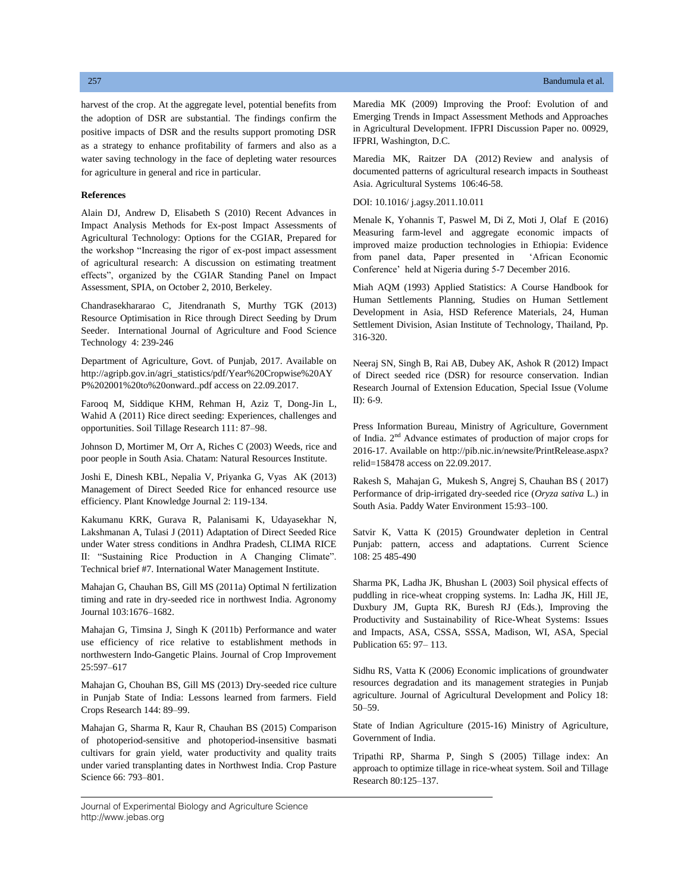harvest of the crop. At the aggregate level, potential benefits from the adoption of DSR are substantial. The findings confirm the positive impacts of DSR and the results support promoting DSR as a strategy to enhance profitability of farmers and also as a water saving technology in the face of depleting water resources for agriculture in general and rice in particular.

## References

Alain DJ, Andrew D, Elisabeth S (2010) Recent Advances in Impact Analysis Methods for Ex-post Impact Assessments of Agricultural Technology: Options for the CGIAR, Prepared for the workshop "Increasing the rigor of ex-post impact assessment of agricultural research: A discussion on estimating treatment effects", organized by the CGIAR Standing Panel on Impact Assessment, SPIA, on October 2, 2010, Berkeley.

Chandrasekhararao C, Jitendranath S, Murthy TGK (2013) Resource Optimisation in Rice through Direct Seeding by Drum Seeder. International Journal of Agriculture and Food Science Technology 4: 239-246

Department of Agriculture, Govt. of Punjab, 2017. Available on http://agripb.gov.in/agri_statistics/pdf/Year%20Cropwise%20AYP%202001%20to%20onward..pdf access on 22.09.2017.

Farooq M, Siddique KHM, Rehman H, Aziz T, Dong-Jin L, Wahid A (2011) Rice direct seeding: Experiences, challenges and opportunities. Soil Tillage Research 111: 87–98.

Johnson D, Mortimer M, Orr A, Riches C (2003) Weeds, rice and poor people in South Asia. Chatam: Natural Resources Institute.

Joshi E, Dinesh KBL, Nepalia V, Priyanka G, Vyas AK (2013) Management of Direct Seeded Rice for enhanced resource use efficiency. Plant Knowledge Journal 2: 119-134.

Kakumanu KRK, Gurava R, Palanisami K, Udayasekhar N, Lakshmanan A, Tulasi J (2011) Adaptation of Direct Seeded Rice under Water stress conditions in Andhra Pradesh, CLIMA RICE II: "Sustaining Rice Production in A Changing Climate". Technical brief #7. International Water Management Institute.

Mahajan G, Chauhan BS, Gill MS (2011a) Optimal N fertilization timing and rate in dry-seeded rice in northwest India. Agronomy Journal 103:1676–1682.

Mahajan G, Timsina J, Singh K (2011b) Performance and water use efficiency of rice relative to establishment methods in northwestern Indo-Gangetic Plains. Journal of Crop Improvement 25:597–617

Mahajan G, Chouhan BS, Gill MS (2013) Dry-seeded rice culture in Punjab State of India: Lessons learned from farmers. Field Crops Research 144: 89–99.

Mahajan G, Sharma R, Kaur R, Chauhan BS (2015) Comparison of photoperiod-sensitive and photoperiod-insensitive basmati cultivars for grain yield, water productivity and quality traits under varied transplanting dates in Northwest India. Crop Pasture Science 66: 793–801.

Maredia MK (2009) Improving the Proof: Evolution of and Emerging Trends in Impact Assessment Methods and Approaches in Agricultural Development. IFPRI Discussion Paper no. 00929, IFPRI, Washington, D.C.

Maredia MK, Raitzer DA (2012) Review and analysis of documented patterns of agricultural research impacts in Southeast Asia. Agricultural Systems 106:46-58.

DOI: 10.1016/ j.agsy.2011.10.011

Menale K, Yohannis T, Paswel M, Di Z, Moti J, Olaf E (2016) Measuring farm-level and aggregate economic impacts of improved maize production technologies in Ethiopia: Evidence from panel data, Paper presented in 'African Economic Conference' held at Nigeria during 5-7 December 2016.

Miah AQM (1993) Applied Statistics: A Course Handbook for Human Settlements Planning, Studies on Human Settlement Development in Asia, HSD Reference Materials, 24, Human Settlement Division, Asian Institute of Technology, Thailand, Pp. 316-320.

Neeraj SN, Singh B, Rai AB, Dubey AK, Ashok R (2012) Impact of Direct seeded rice (DSR) for resource conservation. Indian Research Journal of Extension Education, Special Issue (Volume II): 6-9.

Press Information Bureau, Ministry of Agriculture, Government of India. 2nd Advance estimates of production of major crops for 2016-17. Available on http://pib.nic.in/newsite/PrintRelease.aspx?relid=158478 access on 22.09.2017.

Rakesh S, Mahajan G, Mukesh S, Angrej S, Chauhan BS ( 2017) Performance of drip-irrigated dry-seeded rice (*Oryza sativa* L.) in South Asia. Paddy Water Environment 15:93–100.

Satvir K, Vatta K (2015) Groundwater depletion in Central Punjab: pattern, access and adaptations. Current Science 108: 25 485-490

Sharma PK, Ladha JK, Bhushan L (2003) Soil physical effects of puddling in rice-wheat cropping systems. In: Ladha JK, Hill JE, Duxbury JM, Gupta RK, Buresh RJ (Eds.), Improving the Productivity and Sustainability of Rice-Wheat Systems: Issues and Impacts, ASA, CSSA, SSSA, Madison, WI, ASA, Special Publication 65: 97– 113.

Sidhu RS, Vatta K (2006) Economic implications of groundwater resources degradation and its management strategies in Punjab agriculture. Journal of Agricultural Development and Policy 18: 50–59.

State of Indian Agriculture (2015-16) Ministry of Agriculture, Government of India.

Tripathi RP, Sharma P, Singh S (2005) Tillage index: An approach to optimize tillage in rice-wheat system. Soil and Tillage Research 80:125–137.